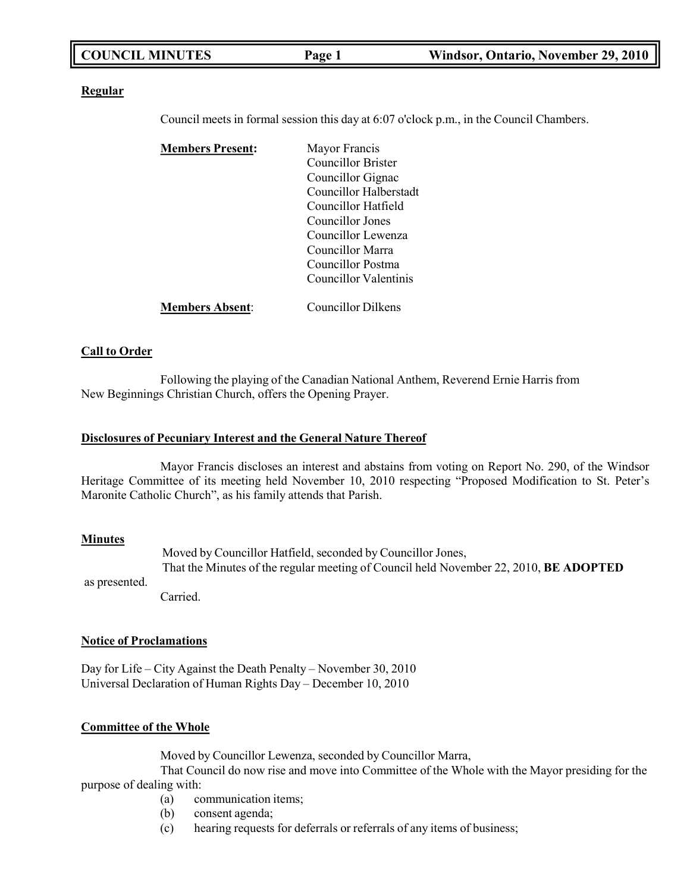**Regular**

Council meets in formal session this day at 6:07 o'clock p.m., in the Council Chambers.

**Members Present:**
Mayor Francis
Councillor Brister
Councillor Gignac
Councillor Halberstadt
Councillor Hatfield
Councillor Jones
Councillor Lewenza
Councillor Marra
Councillor Postma
Councillor Valentinis

**Members Absent**: Councillor Dilkens

**Call to Order**

Following the playing of the Canadian National Anthem, Reverend Ernie Harris from New Beginnings Christian Church, offers the Opening Prayer.

**Disclosures of Pecuniary Interest and the General Nature Thereof**

Mayor Francis discloses an interest and abstains from voting on Report No. 290, of the Windsor Heritage Committee of its meeting held November 10, 2010 respecting "Proposed Modification to St. Peter's Maronite Catholic Church", as his family attends that Parish.

**Minutes**

Moved by Councillor Hatfield, seconded by Councillor Jones,
That the Minutes of the regular meeting of Council held November 22, 2010, **BE ADOPTED** as presented.
Carried.

**Notice of Proclamations**

Day for Life – City Against the Death Penalty – November 30, 2010
Universal Declaration of Human Rights Day – December 10, 2010

**Committee of the Whole**

Moved by Councillor Lewenza, seconded by Councillor Marra,
That Council do now rise and move into Committee of the Whole with the Mayor presiding for the purpose of dealing with:

(a) communication items;
(b) consent agenda;
(c) hearing requests for deferrals or referrals of any items of business;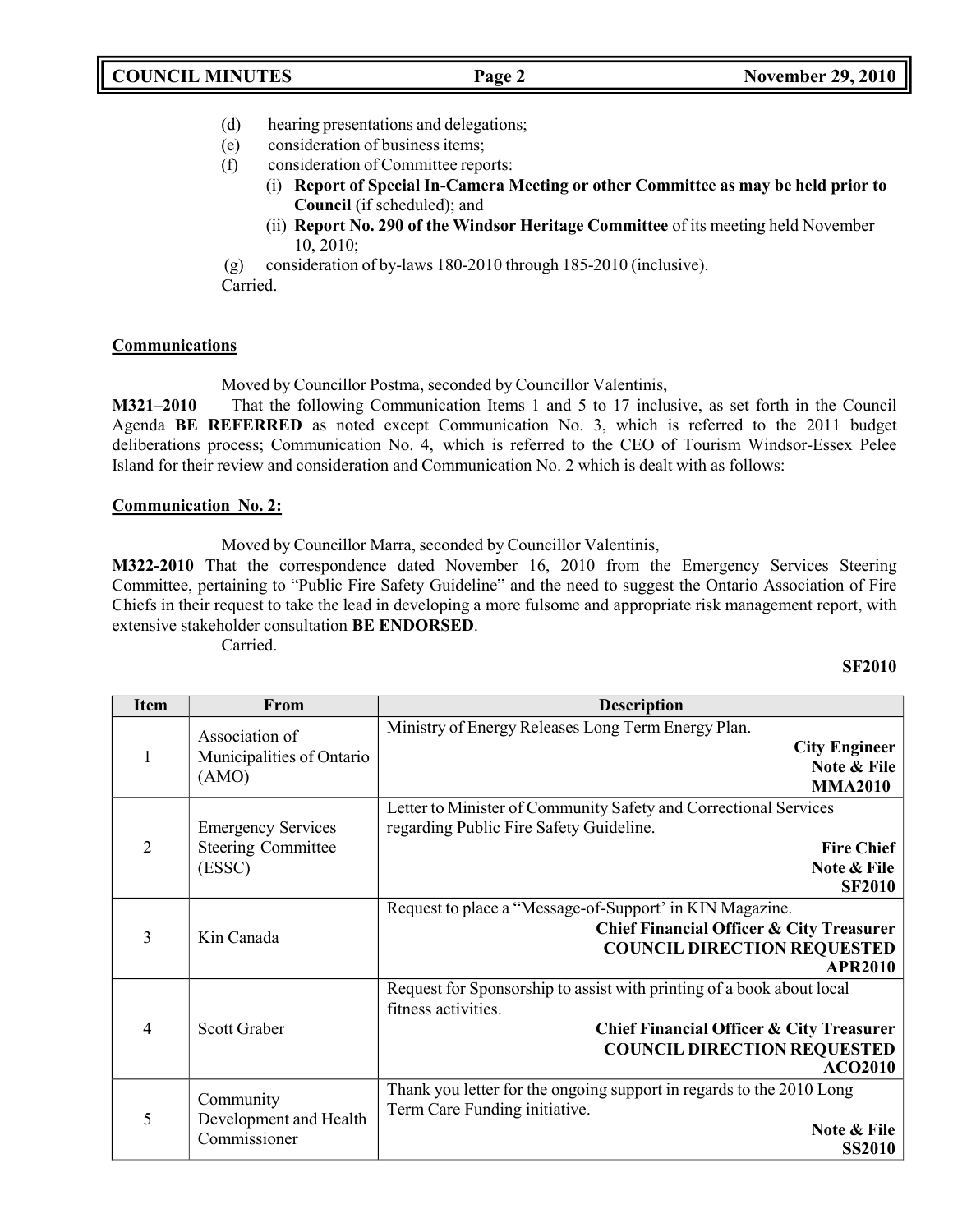(d) hearing presentations and delegations;
(e) consideration of business items;
(f) consideration of Committee reports:
   (i) **Report of Special In-Camera Meeting or other Committee as may be held prior to Council** (if scheduled); and
   (ii) **Report No. 290 of the Windsor Heritage Committee** of its meeting held November 10, 2010;
(g) consideration of by-laws 180-2010 through 185-2010 (inclusive).

Carried.

**Communications**

Moved by Councillor Postma, seconded by Councillor Valentinis,

**M321–2010** That the following Communication Items 1 and 5 to 17 inclusive, as set forth in the Council Agenda **BE REFERRED** as noted except Communication No. 3, which is referred to the 2011 budget deliberations process; Communication No. 4, which is referred to the CEO of Tourism Windsor-Essex Pelee Island for their review and consideration and Communication No. 2 which is dealt with as follows:

**Communication No. 2:**

Moved by Councillor Marra, seconded by Councillor Valentinis,

**M322-2010** That the correspondence dated November 16, 2010 from the Emergency Services Steering Committee, pertaining to "Public Fire Safety Guideline" and the need to suggest the Ontario Association of Fire Chiefs in their request to take the lead in developing a more fulsome and appropriate risk management report, with extensive stakeholder consultation **BE ENDORSED**.

Carried.

**SF2010**

| Item | From | Description |
|---|---|---|
| 1 | Association of Municipalities of Ontario (AMO) | Ministry of Energy Releases Long Term Energy Plan. **City Engineer** **Note & File** **MMA2010** |
| 2 | Emergency Services Steering Committee (ESSC) | Letter to Minister of Community Safety and Correctional Services regarding Public Fire Safety Guideline. **Fire Chief** **Note & File** **SF2010** |
| 3 | Kin Canada | Request to place a "Message-of-Support' in KIN Magazine. **Chief Financial Officer & City Treasurer** **COUNCIL DIRECTION REQUESTED** **APR2010** |
| 4 | Scott Graber | Request for Sponsorship to assist with printing of a book about local fitness activities. **Chief Financial Officer & City Treasurer** **COUNCIL DIRECTION REQUESTED** **ACO2010** |
| 5 | Community Development and Health Commissioner | Thank you letter for the ongoing support in regards to the 2010 Long Term Care Funding initiative. **Note & File** **SS2010** |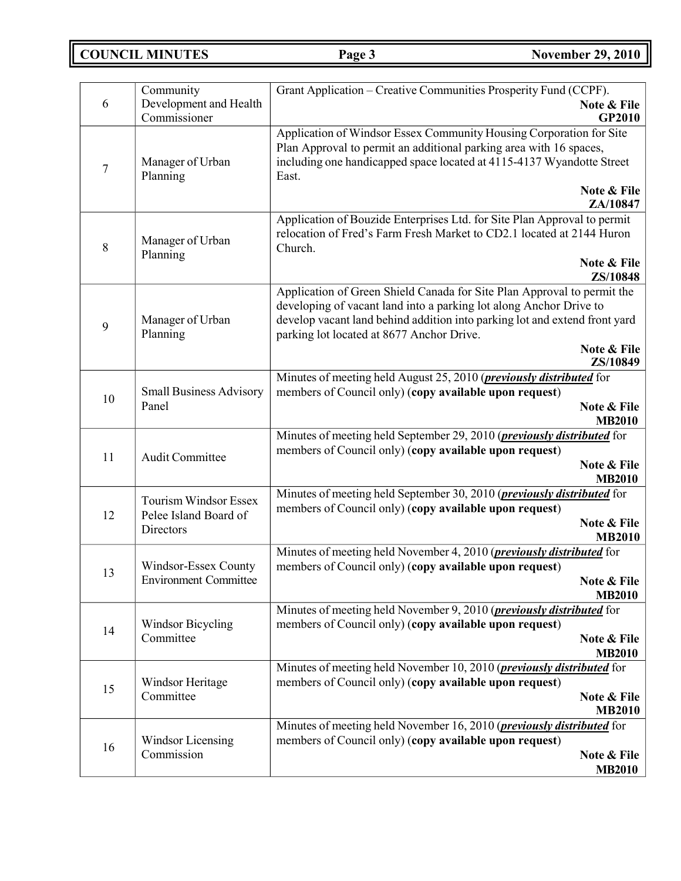| | | |
|---|---|---|
| 6 | Community Development and Health Commissioner | Grant Application – Creative Communities Prosperity Fund (CCPF). **Note & File** **GP2010** |
| 7 | Manager of Urban Planning | Application of Windsor Essex Community Housing Corporation for Site Plan Approval to permit an additional parking area with 16 spaces, including one handicapped space located at 4115-4137 Wyandotte Street East. **Note & File** **ZA/10847** |
| 8 | Manager of Urban Planning | Application of Bouzide Enterprises Ltd. for Site Plan Approval to permit relocation of Fred's Farm Fresh Market to CD2.1 located at 2144 Huron Church. **Note & File** **ZS/10848** |
| 9 | Manager of Urban Planning | Application of Green Shield Canada for Site Plan Approval to permit the developing of vacant land into a parking lot along Anchor Drive to develop vacant land behind addition into parking lot and extend front yard parking lot located at 8677 Anchor Drive. **Note & File** **ZS/10849** |
| 10 | Small Business Advisory Panel | Minutes of meeting held August 25, 2010 (***previously distributed*** for members of Council only) (**copy available upon request**) **Note & File** **MB2010** |
| 11 | Audit Committee | Minutes of meeting held September 29, 2010 (***previously distributed*** for members of Council only) (**copy available upon request**) **Note & File** **MB2010** |
| 12 | Tourism Windsor Essex Pelee Island Board of Directors | Minutes of meeting held September 30, 2010 (***previously distributed*** for members of Council only) (**copy available upon request**) **Note & File** **MB2010** |
| 13 | Windsor-Essex County Environment Committee | Minutes of meeting held November 4, 2010 (***previously distributed*** for members of Council only) (**copy available upon request**) **Note & File** **MB2010** |
| 14 | Windsor Bicycling Committee | Minutes of meeting held November 9, 2010 (***previously distributed*** for members of Council only) (**copy available upon request**) **Note & File** **MB2010** |
| 15 | Windsor Heritage Committee | Minutes of meeting held November 10, 2010 (***previously distributed*** for members of Council only) (**copy available upon request**) **Note & File** **MB2010** |
| 16 | Windsor Licensing Commission | Minutes of meeting held November 16, 2010 (***previously distributed*** for members of Council only) (**copy available upon request**) **Note & File** **MB2010** |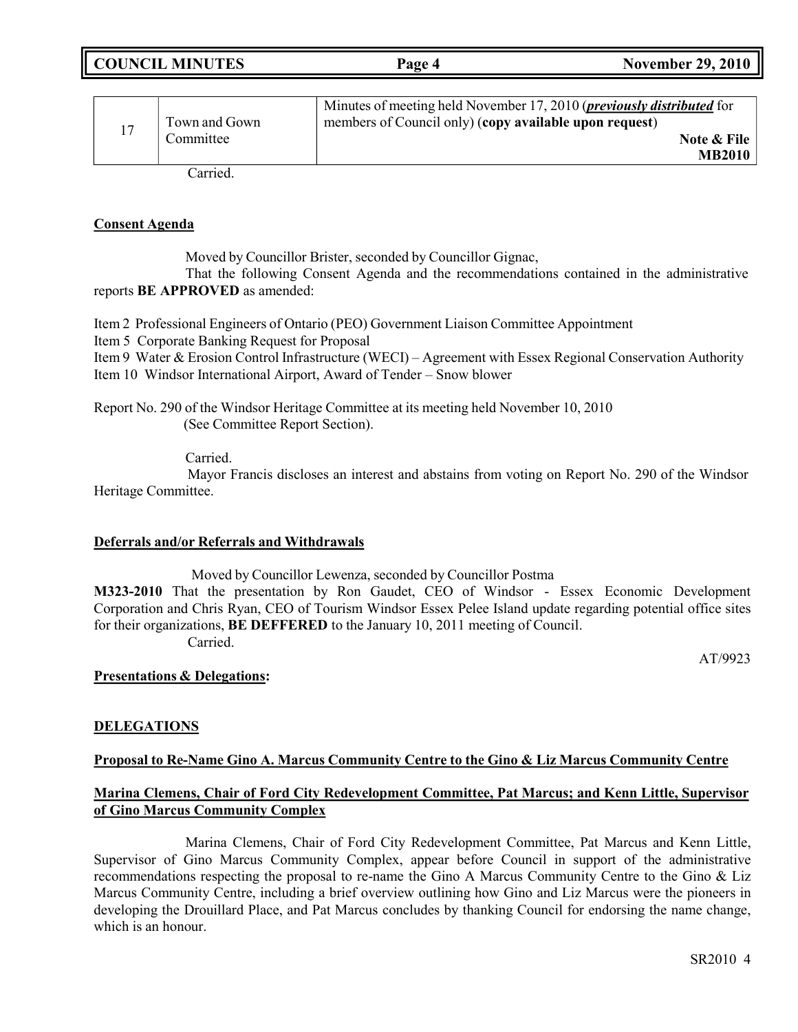| 17 | Town and Gown Committee | Minutes of meeting held November 17, 2010 (***previously distributed*** for members of Council only) (**copy available upon request**) **Note & File MB2010** |
|---|---|---|

Carried.

**Consent Agenda**

Moved by Councillor Brister, seconded by Councillor Gignac,

That the following Consent Agenda and the recommendations contained in the administrative reports **BE APPROVED** as amended:

Item 2 Professional Engineers of Ontario (PEO) Government Liaison Committee Appointment
Item 5 Corporate Banking Request for Proposal
Item 9 Water & Erosion Control Infrastructure (WECI) – Agreement with Essex Regional Conservation Authority
Item 10 Windsor International Airport, Award of Tender – Snow blower

Report No. 290 of the Windsor Heritage Committee at its meeting held November 10, 2010
(See Committee Report Section).

Carried.

Mayor Francis discloses an interest and abstains from voting on Report No. 290 of the Windsor Heritage Committee.

**Deferrals and/or Referrals and Withdrawals**

Moved by Councillor Lewenza, seconded by Councillor Postma

**M323-2010** That the presentation by Ron Gaudet, CEO of Windsor - Essex Economic Development Corporation and Chris Ryan, CEO of Tourism Windsor Essex Pelee Island update regarding potential office sites for their organizations, **BE DEFFERED** to the January 10, 2011 meeting of Council.

Carried.

AT/9923

**Presentations & Delegations:**

**DELEGATIONS**

**Proposal to Re-Name Gino A. Marcus Community Centre to the Gino & Liz Marcus Community Centre**

**Marina Clemens, Chair of Ford City Redevelopment Committee, Pat Marcus; and Kenn Little, Supervisor of Gino Marcus Community Complex**

Marina Clemens, Chair of Ford City Redevelopment Committee, Pat Marcus and Kenn Little, Supervisor of Gino Marcus Community Complex, appear before Council in support of the administrative recommendations respecting the proposal to re-name the Gino A Marcus Community Centre to the Gino & Liz Marcus Community Centre, including a brief overview outlining how Gino and Liz Marcus were the pioneers in developing the Drouillard Place, and Pat Marcus concludes by thanking Council for endorsing the name change, which is an honour.

SR2010 4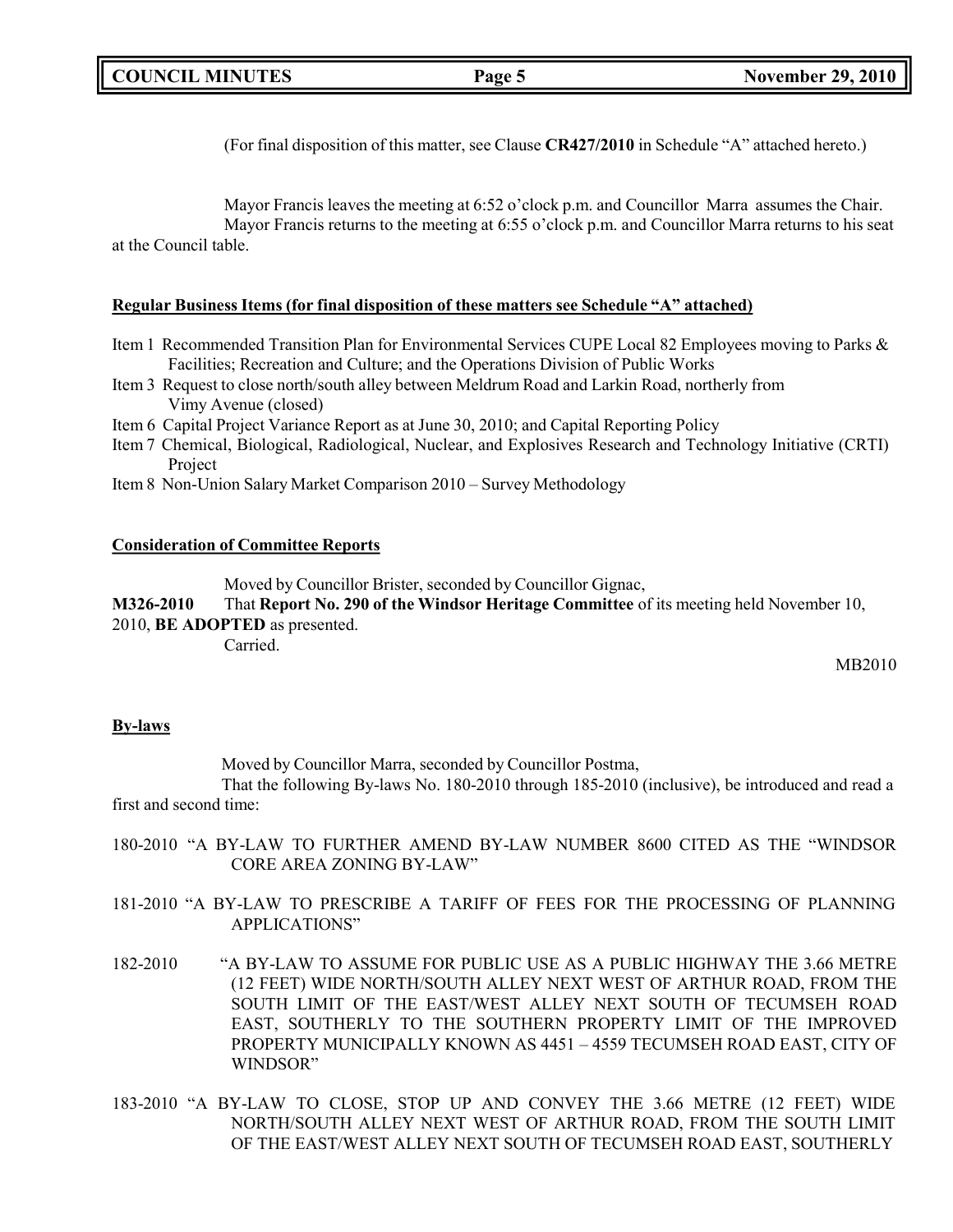(For final disposition of this matter, see Clause **CR427/2010** in Schedule "A" attached hereto.)

Mayor Francis leaves the meeting at 6:52 o'clock p.m. and Councillor Marra assumes the Chair.
Mayor Francis returns to the meeting at 6:55 o'clock p.m. and Councillor Marra returns to his seat at the Council table.

**Regular Business Items (for final disposition of these matters see Schedule "A" attached)**

Item 1 Recommended Transition Plan for Environmental Services CUPE Local 82 Employees moving to Parks & Facilities; Recreation and Culture; and the Operations Division of Public Works
Item 3 Request to close north/south alley between Meldrum Road and Larkin Road, northerly from Vimy Avenue (closed)
Item 6 Capital Project Variance Report as at June 30, 2010; and Capital Reporting Policy
Item 7 Chemical, Biological, Radiological, Nuclear, and Explosives Research and Technology Initiative (CRTI) Project
Item 8 Non-Union Salary Market Comparison 2010 – Survey Methodology

**Consideration of Committee Reports**

Moved by Councillor Brister, seconded by Councillor Gignac,
**M326-2010** That **Report No. 290 of the Windsor Heritage Committee** of its meeting held November 10, 2010, **BE ADOPTED** as presented.
Carried.

MB2010

**By-laws**

Moved by Councillor Marra, seconded by Councillor Postma,
That the following By-laws No. 180-2010 through 185-2010 (inclusive), be introduced and read a first and second time:

180-2010 "A BY-LAW TO FURTHER AMEND BY-LAW NUMBER 8600 CITED AS THE "WINDSOR CORE AREA ZONING BY-LAW"

181-2010 "A BY-LAW TO PRESCRIBE A TARIFF OF FEES FOR THE PROCESSING OF PLANNING APPLICATIONS"

182-2010 "A BY-LAW TO ASSUME FOR PUBLIC USE AS A PUBLIC HIGHWAY THE 3.66 METRE (12 FEET) WIDE NORTH/SOUTH ALLEY NEXT WEST OF ARTHUR ROAD, FROM THE SOUTH LIMIT OF THE EAST/WEST ALLEY NEXT SOUTH OF TECUMSEH ROAD EAST, SOUTHERLY TO THE SOUTHERN PROPERTY LIMIT OF THE IMPROVED PROPERTY MUNICIPALLY KNOWN AS 4451 – 4559 TECUMSEH ROAD EAST, CITY OF WINDSOR"

183-2010 "A BY-LAW TO CLOSE, STOP UP AND CONVEY THE 3.66 METRE (12 FEET) WIDE NORTH/SOUTH ALLEY NEXT WEST OF ARTHUR ROAD, FROM THE SOUTH LIMIT OF THE EAST/WEST ALLEY NEXT SOUTH OF TECUMSEH ROAD EAST, SOUTHERLY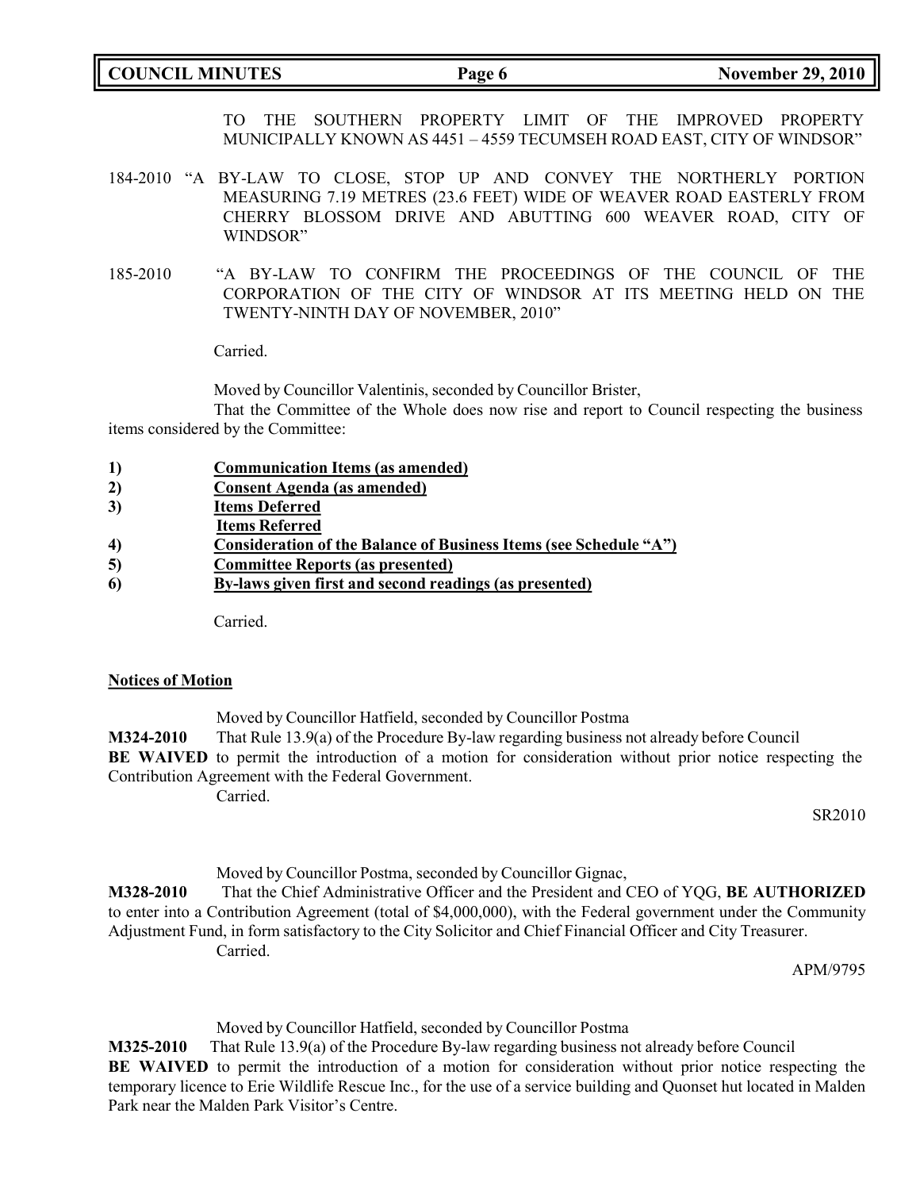TO THE SOUTHERN PROPERTY LIMIT OF THE IMPROVED PROPERTY MUNICIPALLY KNOWN AS 4451 – 4559 TECUMSEH ROAD EAST, CITY OF WINDSOR"

184-2010 "A BY-LAW TO CLOSE, STOP UP AND CONVEY THE NORTHERLY PORTION MEASURING 7.19 METRES (23.6 FEET) WIDE OF WEAVER ROAD EASTERLY FROM CHERRY BLOSSOM DRIVE AND ABUTTING 600 WEAVER ROAD, CITY OF WINDSOR"

185-2010 "A BY-LAW TO CONFIRM THE PROCEEDINGS OF THE COUNCIL OF THE CORPORATION OF THE CITY OF WINDSOR AT ITS MEETING HELD ON THE TWENTY-NINTH DAY OF NOVEMBER, 2010"

Carried.

Moved by Councillor Valentinis, seconded by Councillor Brister,

That the Committee of the Whole does now rise and report to Council respecting the business items considered by the Committee:

1) **Communication Items (as amended)**
2) **Consent Agenda (as amended)**
3) **Items Deferred**
   **Items Referred**
4) **Consideration of the Balance of Business Items (see Schedule "A")**
5) **Committee Reports (as presented)**
6) **By-laws given first and second readings (as presented)**

Carried.

**Notices of Motion**

Moved by Councillor Hatfield, seconded by Councillor Postma

**M324-2010** That Rule 13.9(a) of the Procedure By-law regarding business not already before Council **BE WAIVED** to permit the introduction of a motion for consideration without prior notice respecting the Contribution Agreement with the Federal Government.

Carried.

SR2010

Moved by Councillor Postma, seconded by Councillor Gignac,

**M328-2010** That the Chief Administrative Officer and the President and CEO of YQG, **BE AUTHORIZED** to enter into a Contribution Agreement (total of $4,000,000), with the Federal government under the Community Adjustment Fund, in form satisfactory to the City Solicitor and Chief Financial Officer and City Treasurer.

Carried.

APM/9795

Moved by Councillor Hatfield, seconded by Councillor Postma

**M325-2010** That Rule 13.9(a) of the Procedure By-law regarding business not already before Council **BE WAIVED** to permit the introduction of a motion for consideration without prior notice respecting the temporary licence to Erie Wildlife Rescue Inc., for the use of a service building and Quonset hut located in Malden Park near the Malden Park Visitor's Centre.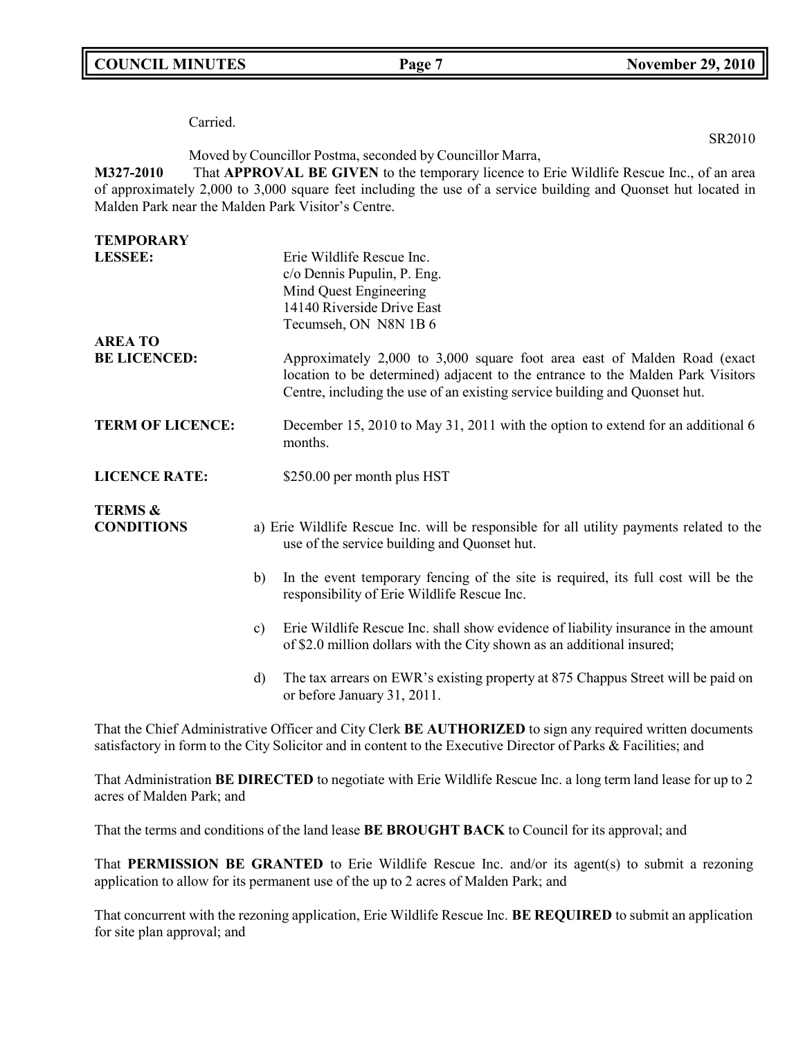Carried.

SR2010

Moved by Councillor Postma, seconded by Councillor Marra,

**M327-2010** That **APPROVAL BE GIVEN** to the temporary licence to Erie Wildlife Rescue Inc., of an area of approximately 2,000 to 3,000 square feet including the use of a service building and Quonset hut located in Malden Park near the Malden Park Visitor's Centre.

**TEMPORARY LESSEE:** Erie Wildlife Rescue Inc.
c/o Dennis Pupulin, P. Eng.
Mind Quest Engineering
14140 Riverside Drive East
Tecumseh, ON N8N 1B 6

**AREA TO BE LICENCED:** Approximately 2,000 to 3,000 square foot area east of Malden Road (exact location to be determined) adjacent to the entrance to the Malden Park Visitors Centre, including the use of an existing service building and Quonset hut.

**TERM OF LICENCE:** December 15, 2010 to May 31, 2011 with the option to extend for an additional 6 months.

**LICENCE RATE:** $250.00 per month plus HST

**TERMS & CONDITIONS**

a) Erie Wildlife Rescue Inc. will be responsible for all utility payments related to the use of the service building and Quonset hut.

b) In the event temporary fencing of the site is required, its full cost will be the responsibility of Erie Wildlife Rescue Inc.

c) Erie Wildlife Rescue Inc. shall show evidence of liability insurance in the amount of $2.0 million dollars with the City shown as an additional insured;

d) The tax arrears on EWR's existing property at 875 Chappus Street will be paid on or before January 31, 2011.

That the Chief Administrative Officer and City Clerk **BE AUTHORIZED** to sign any required written documents satisfactory in form to the City Solicitor and in content to the Executive Director of Parks & Facilities; and

That Administration **BE DIRECTED** to negotiate with Erie Wildlife Rescue Inc. a long term land lease for up to 2 acres of Malden Park; and

That the terms and conditions of the land lease **BE BROUGHT BACK** to Council for its approval; and

That **PERMISSION BE GRANTED** to Erie Wildlife Rescue Inc. and/or its agent(s) to submit a rezoning application to allow for its permanent use of the up to 2 acres of Malden Park; and

That concurrent with the rezoning application, Erie Wildlife Rescue Inc. **BE REQUIRED** to submit an application for site plan approval; and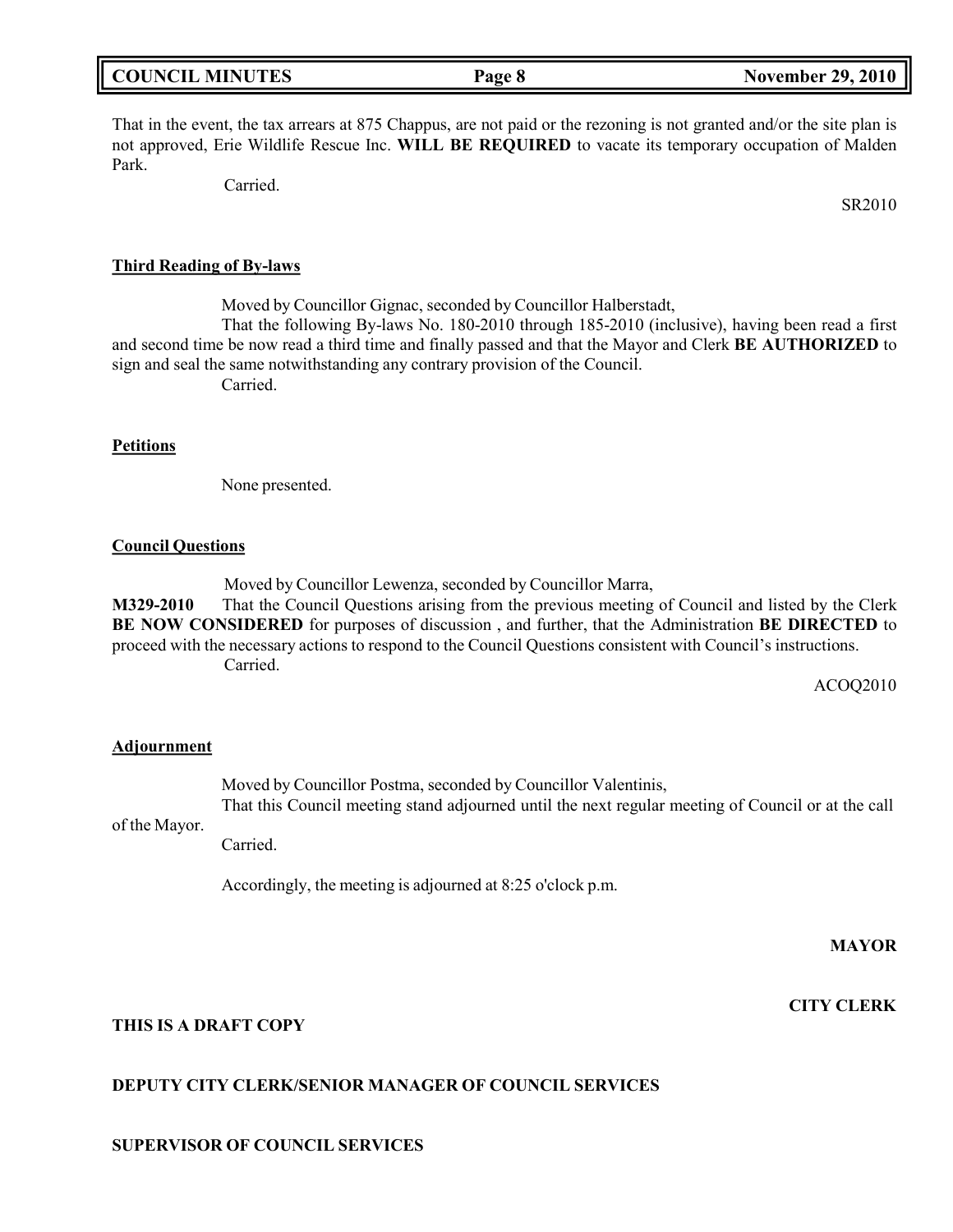That in the event, the tax arrears at 875 Chappus, are not paid or the rezoning is not granted and/or the site plan is not approved, Erie Wildlife Rescue Inc. **WILL BE REQUIRED** to vacate its temporary occupation of Malden Park.

Carried.

SR2010

**Third Reading of By-laws**

Moved by Councillor Gignac, seconded by Councillor Halberstadt,

That the following By-laws No. 180-2010 through 185-2010 (inclusive), having been read a first and second time be now read a third time and finally passed and that the Mayor and Clerk **BE AUTHORIZED** to sign and seal the same notwithstanding any contrary provision of the Council.

Carried.

**Petitions**

None presented.

**Council Questions**

Moved by Councillor Lewenza, seconded by Councillor Marra,

**M329-2010** That the Council Questions arising from the previous meeting of Council and listed by the Clerk **BE NOW CONSIDERED** for purposes of discussion , and further, that the Administration **BE DIRECTED** to proceed with the necessary actions to respond to the Council Questions consistent with Council's instructions.

Carried.

ACOQ2010

**Adjournment**

Moved by Councillor Postma, seconded by Councillor Valentinis,

That this Council meeting stand adjourned until the next regular meeting of Council or at the call of the Mayor.

Carried.

Accordingly, the meeting is adjourned at 8:25 o'clock p.m.

**MAYOR**

**CITY CLERK**

**THIS IS A DRAFT COPY**

**DEPUTY CITY CLERK/SENIOR MANAGER OF COUNCIL SERVICES**

**SUPERVISOR OF COUNCIL SERVICES**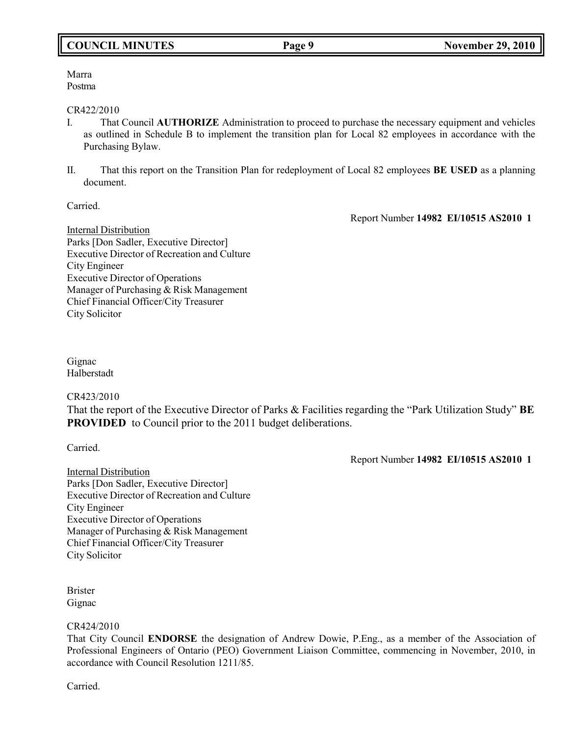Marra
Postma

CR422/2010

I. That Council **AUTHORIZE** Administration to proceed to purchase the necessary equipment and vehicles as outlined in Schedule B to implement the transition plan for Local 82 employees in accordance with the Purchasing Bylaw.

II. That this report on the Transition Plan for redeployment of Local 82 employees **BE USED** as a planning document.

Carried.

Report Number **14982 EI/10515 AS2010 1**

Internal Distribution
Parks [Don Sadler, Executive Director]
Executive Director of Recreation and Culture
City Engineer
Executive Director of Operations
Manager of Purchasing & Risk Management
Chief Financial Officer/City Treasurer
City Solicitor

Gignac
Halberstadt

CR423/2010

That the report of the Executive Director of Parks & Facilities regarding the "Park Utilization Study" **BE PROVIDED** to Council prior to the 2011 budget deliberations.

Carried.

Report Number **14982 EI/10515 AS2010 1**

Internal Distribution
Parks [Don Sadler, Executive Director]
Executive Director of Recreation and Culture
City Engineer
Executive Director of Operations
Manager of Purchasing & Risk Management
Chief Financial Officer/City Treasurer
City Solicitor

Brister
Gignac

CR424/2010

That City Council **ENDORSE** the designation of Andrew Dowie, P.Eng., as a member of the Association of Professional Engineers of Ontario (PEO) Government Liaison Committee, commencing in November, 2010, in accordance with Council Resolution 1211/85.

Carried.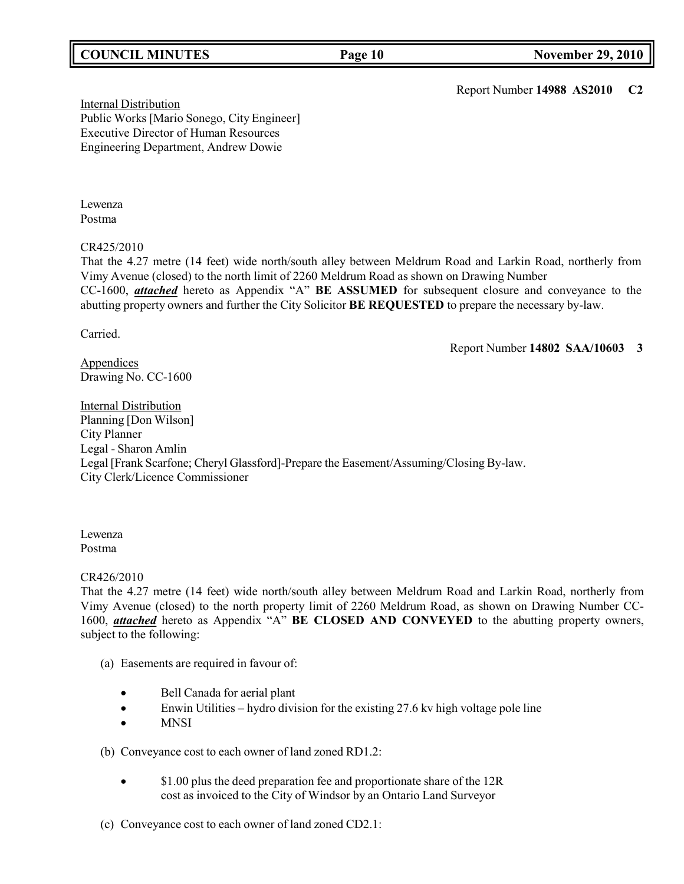Report Number **14988 AS2010 C2**

Internal Distribution
Public Works [Mario Sonego, City Engineer]
Executive Director of Human Resources
Engineering Department, Andrew Dowie

Lewenza
Postma

CR425/2010
That the 4.27 metre (14 feet) wide north/south alley between Meldrum Road and Larkin Road, northerly from Vimy Avenue (closed) to the north limit of 2260 Meldrum Road as shown on Drawing Number CC-1600, ***attached*** hereto as Appendix "A" **BE ASSUMED** for subsequent closure and conveyance to the abutting property owners and further the City Solicitor **BE REQUESTED** to prepare the necessary by-law.

Carried.

Report Number **14802 SAA/10603 3**

Appendices
Drawing No. CC-1600

Internal Distribution
Planning [Don Wilson]
City Planner
Legal - Sharon Amlin
Legal [Frank Scarfone; Cheryl Glassford]-Prepare the Easement/Assuming/Closing By-law.
City Clerk/Licence Commissioner

Lewenza
Postma

CR426/2010
That the 4.27 metre (14 feet) wide north/south alley between Meldrum Road and Larkin Road, northerly from Vimy Avenue (closed) to the north property limit of 2260 Meldrum Road, as shown on Drawing Number CC-1600, ***attached*** hereto as Appendix "A" **BE CLOSED AND CONVEYED** to the abutting property owners, subject to the following:

(a) Easements are required in favour of:

- Bell Canada for aerial plant
- Enwin Utilities – hydro division for the existing 27.6 kv high voltage pole line
- MNSI

(b) Conveyance cost to each owner of land zoned RD1.2:

- $1.00 plus the deed preparation fee and proportionate share of the 12R cost as invoiced to the City of Windsor by an Ontario Land Surveyor

(c) Conveyance cost to each owner of land zoned CD2.1: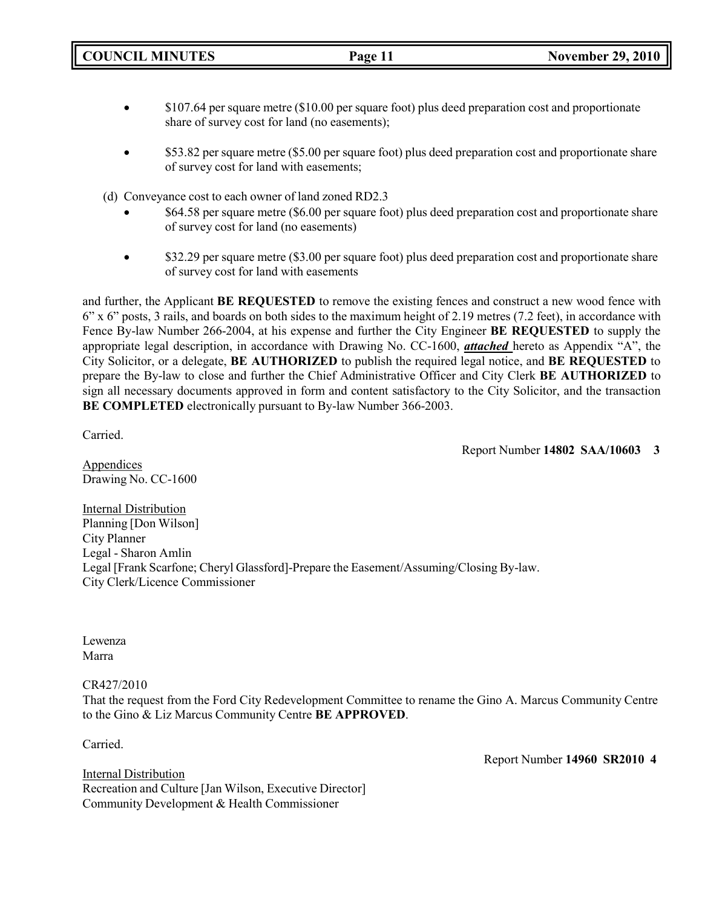- $107.64 per square metre ($10.00 per square foot) plus deed preparation cost and proportionate share of survey cost for land (no easements);

- $53.82 per square metre ($5.00 per square foot) plus deed preparation cost and proportionate share of survey cost for land with easements;

(d) Conveyance cost to each owner of land zoned RD2.3

- $64.58 per square metre ($6.00 per square foot) plus deed preparation cost and proportionate share of survey cost for land (no easements)

- $32.29 per square metre ($3.00 per square foot) plus deed preparation cost and proportionate share of survey cost for land with easements

and further, the Applicant **BE REQUESTED** to remove the existing fences and construct a new wood fence with 6" x 6" posts, 3 rails, and boards on both sides to the maximum height of 2.19 metres (7.2 feet), in accordance with Fence By-law Number 266-2004, at his expense and further the City Engineer **BE REQUESTED** to supply the appropriate legal description, in accordance with Drawing No. CC-1600, ***attached*** hereto as Appendix "A", the City Solicitor, or a delegate, **BE AUTHORIZED** to publish the required legal notice, and **BE REQUESTED** to prepare the By-law to close and further the Chief Administrative Officer and City Clerk **BE AUTHORIZED** to sign all necessary documents approved in form and content satisfactory to the City Solicitor, and the transaction **BE COMPLETED** electronically pursuant to By-law Number 366-2003.

Carried.

Report Number **14802 SAA/10603 3**

Appendices
Drawing No. CC-1600

Internal Distribution
Planning [Don Wilson]
City Planner
Legal - Sharon Amlin
Legal [Frank Scarfone; Cheryl Glassford]-Prepare the Easement/Assuming/Closing By-law.
City Clerk/Licence Commissioner

Lewenza
Marra

CR427/2010
That the request from the Ford City Redevelopment Committee to rename the Gino A. Marcus Community Centre to the Gino & Liz Marcus Community Centre **BE APPROVED**.

Carried.

Report Number **14960 SR2010 4**

Internal Distribution
Recreation and Culture [Jan Wilson, Executive Director]
Community Development & Health Commissioner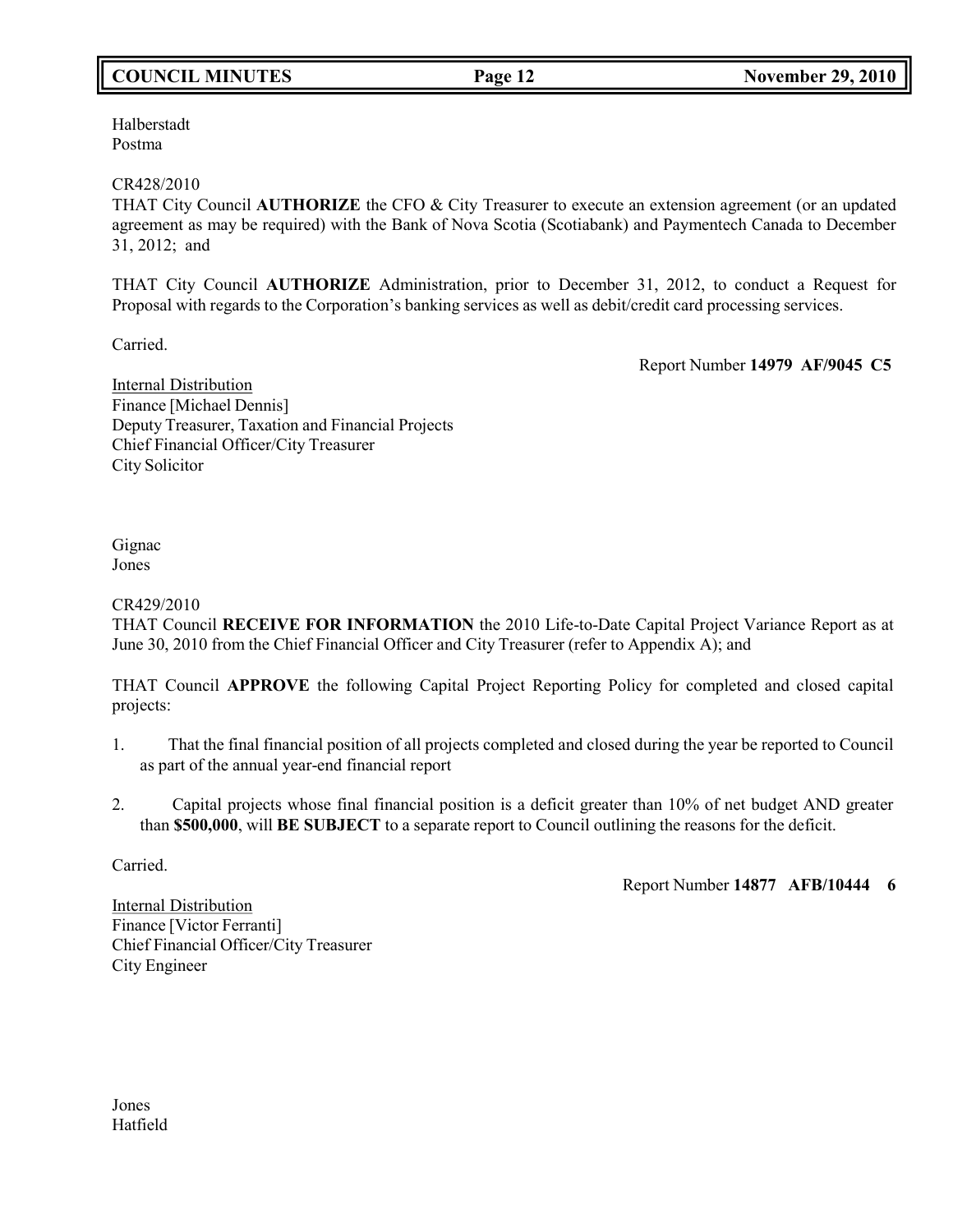Halberstadt
Postma

CR428/2010
THAT City Council **AUTHORIZE** the CFO & City Treasurer to execute an extension agreement (or an updated agreement as may be required) with the Bank of Nova Scotia (Scotiabank) and Paymentech Canada to December 31, 2012; and

THAT City Council **AUTHORIZE** Administration, prior to December 31, 2012, to conduct a Request for Proposal with regards to the Corporation's banking services as well as debit/credit card processing services.

Carried.

Report Number **14979 AF/9045 C5**

Internal Distribution
Finance [Michael Dennis]
Deputy Treasurer, Taxation and Financial Projects
Chief Financial Officer/City Treasurer
City Solicitor

Gignac
Jones

CR429/2010
THAT Council **RECEIVE FOR INFORMATION** the 2010 Life-to-Date Capital Project Variance Report as at June 30, 2010 from the Chief Financial Officer and City Treasurer (refer to Appendix A); and

THAT Council **APPROVE** the following Capital Project Reporting Policy for completed and closed capital projects:

1. That the final financial position of all projects completed and closed during the year be reported to Council as part of the annual year-end financial report

2. Capital projects whose final financial position is a deficit greater than 10% of net budget AND greater than **$500,000**, will **BE SUBJECT** to a separate report to Council outlining the reasons for the deficit.

Carried.

Report Number **14877 AFB/10444 6**

Internal Distribution
Finance [Victor Ferranti]
Chief Financial Officer/City Treasurer
City Engineer

Jones
Hatfield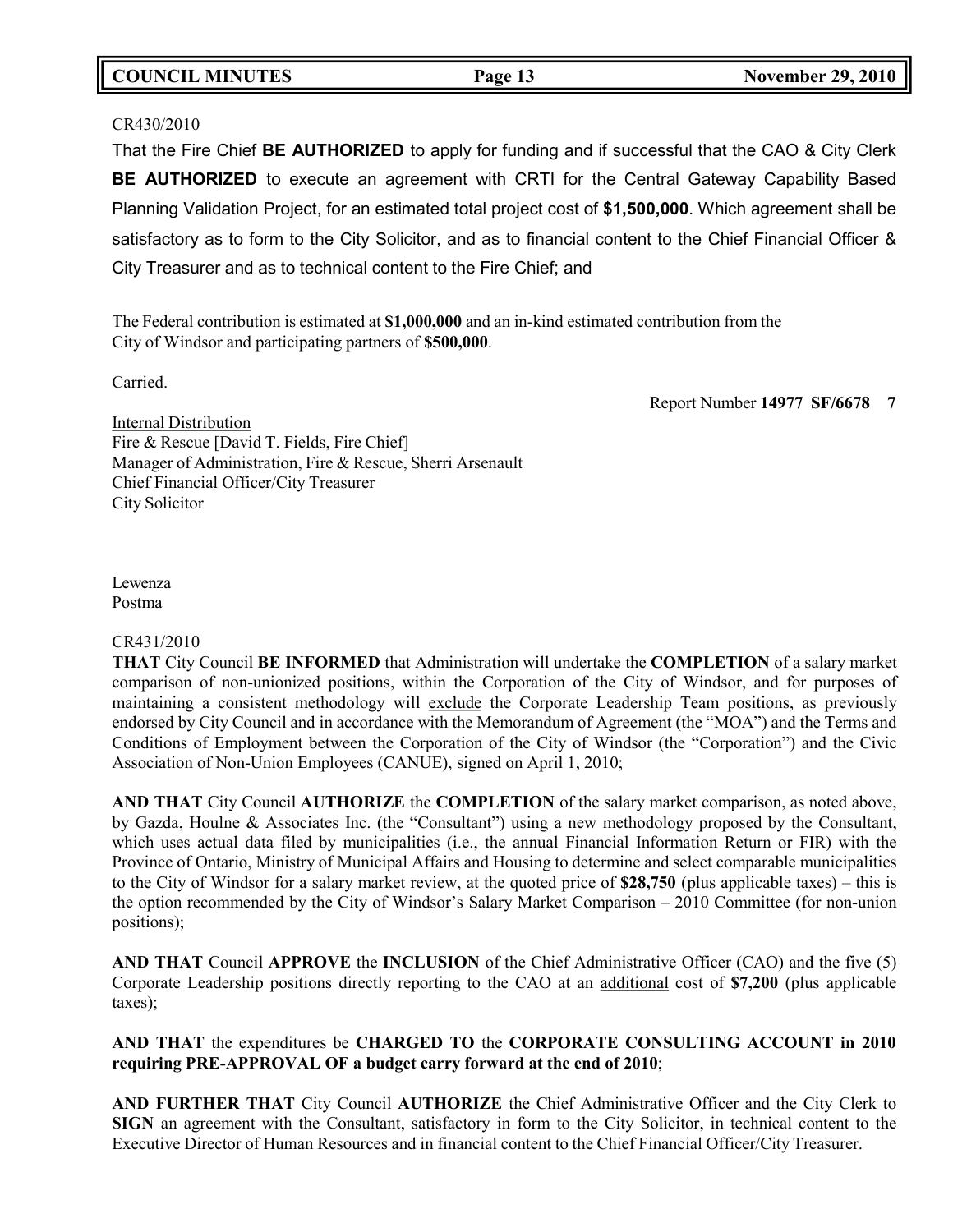CR430/2010

That the Fire Chief **BE AUTHORIZED** to apply for funding and if successful that the CAO & City Clerk **BE AUTHORIZED** to execute an agreement with CRTI for the Central Gateway Capability Based Planning Validation Project, for an estimated total project cost of **$1,500,000**. Which agreement shall be satisfactory as to form to the City Solicitor, and as to financial content to the Chief Financial Officer & City Treasurer and as to technical content to the Fire Chief; and

The Federal contribution is estimated at **$1,000,000** and an in-kind estimated contribution from the City of Windsor and participating partners of **$500,000**.

Carried.

Report Number **14977 SF/6678 7**

<u>Internal Distribution</u>
Fire & Rescue [David T. Fields, Fire Chief]
Manager of Administration, Fire & Rescue, Sherri Arsenault
Chief Financial Officer/City Treasurer
City Solicitor

Lewenza
Postma

CR431/2010

**THAT** City Council **BE INFORMED** that Administration will undertake the **COMPLETION** of a salary market comparison of non-unionized positions, within the Corporation of the City of Windsor, and for purposes of maintaining a consistent methodology will <u>exclude</u> the Corporate Leadership Team positions, as previously endorsed by City Council and in accordance with the Memorandum of Agreement (the "MOA") and the Terms and Conditions of Employment between the Corporation of the City of Windsor (the "Corporation") and the Civic Association of Non-Union Employees (CANUE), signed on April 1, 2010;

**AND THAT** City Council **AUTHORIZE** the **COMPLETION** of the salary market comparison, as noted above, by Gazda, Houlne & Associates Inc. (the "Consultant") using a new methodology proposed by the Consultant, which uses actual data filed by municipalities (i.e., the annual Financial Information Return or FIR) with the Province of Ontario, Ministry of Municipal Affairs and Housing to determine and select comparable municipalities to the City of Windsor for a salary market review, at the quoted price of **$28,750** (plus applicable taxes) – this is the option recommended by the City of Windsor's Salary Market Comparison – 2010 Committee (for non-union positions);

**AND THAT** Council **APPROVE** the **INCLUSION** of the Chief Administrative Officer (CAO) and the five (5) Corporate Leadership positions directly reporting to the CAO at an <u>additional</u> cost of **$7,200** (plus applicable taxes);

**AND THAT** the expenditures be **CHARGED TO** the **CORPORATE CONSULTING ACCOUNT in 2010 requiring PRE-APPROVAL OF a budget carry forward at the end of 2010**;

**AND FURTHER THAT** City Council **AUTHORIZE** the Chief Administrative Officer and the City Clerk to **SIGN** an agreement with the Consultant, satisfactory in form to the City Solicitor, in technical content to the Executive Director of Human Resources and in financial content to the Chief Financial Officer/City Treasurer.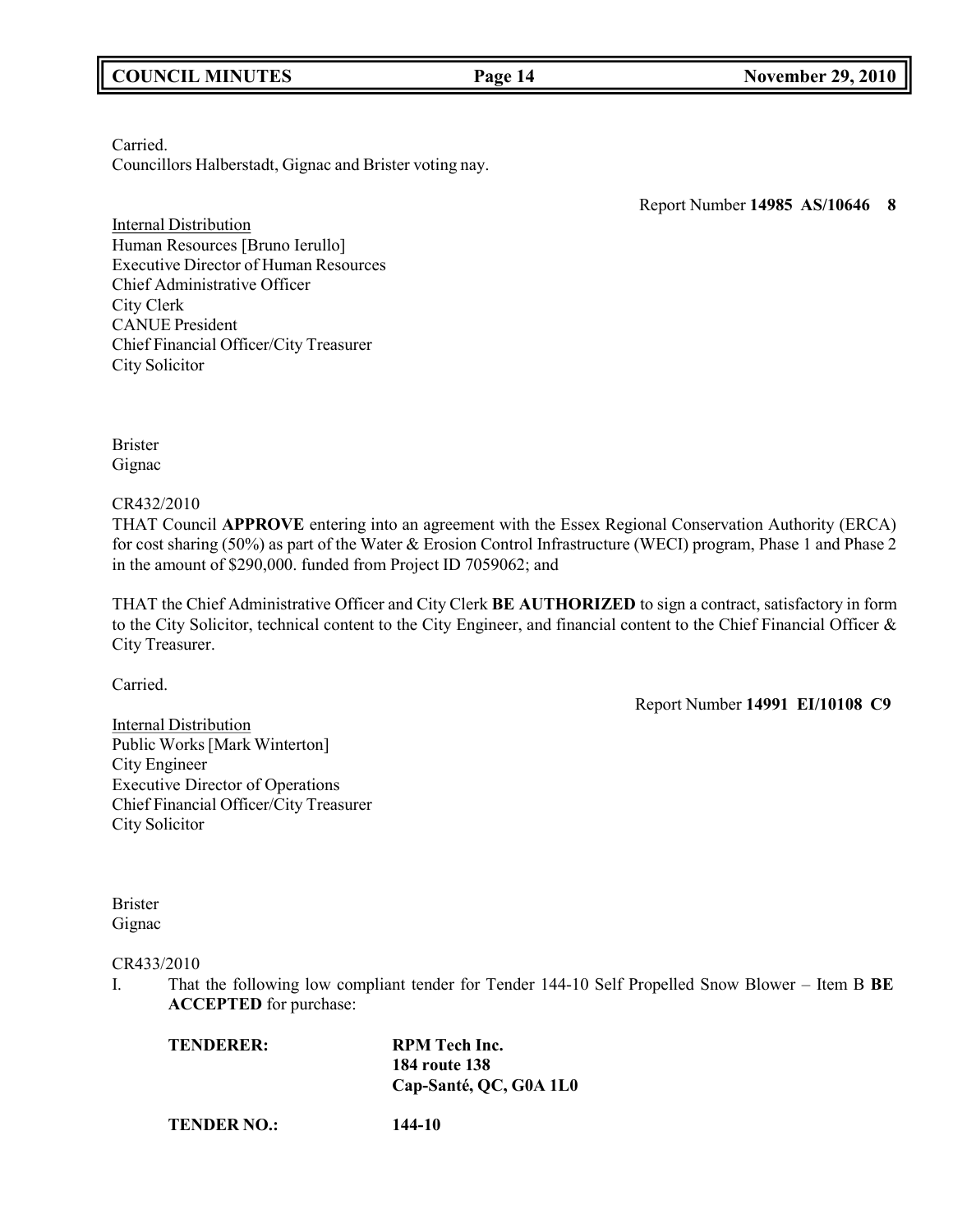Carried.
Councillors Halberstadt, Gignac and Brister voting nay.

Report Number **14985 AS/10646 8**

Internal Distribution
Human Resources [Bruno Ierullo]
Executive Director of Human Resources
Chief Administrative Officer
City Clerk
CANUE President
Chief Financial Officer/City Treasurer
City Solicitor

Brister
Gignac

CR432/2010
THAT Council **APPROVE** entering into an agreement with the Essex Regional Conservation Authority (ERCA) for cost sharing (50%) as part of the Water & Erosion Control Infrastructure (WECI) program, Phase 1 and Phase 2 in the amount of $290,000. funded from Project ID 7059062; and

THAT the Chief Administrative Officer and City Clerk **BE AUTHORIZED** to sign a contract, satisfactory in form to the City Solicitor, technical content to the City Engineer, and financial content to the Chief Financial Officer & City Treasurer.

Carried.

Report Number **14991 EI/10108 C9**

Internal Distribution
Public Works [Mark Winterton]
City Engineer
Executive Director of Operations
Chief Financial Officer/City Treasurer
City Solicitor

Brister
Gignac

CR433/2010
I. That the following low compliant tender for Tender 144-10 Self Propelled Snow Blower – Item B **BE ACCEPTED** for purchase:

**TENDERER:** **RPM Tech Inc.**
**184 route 138**
**Cap-Santé, QC, G0A 1L0**

**TENDER NO.:** **144-10**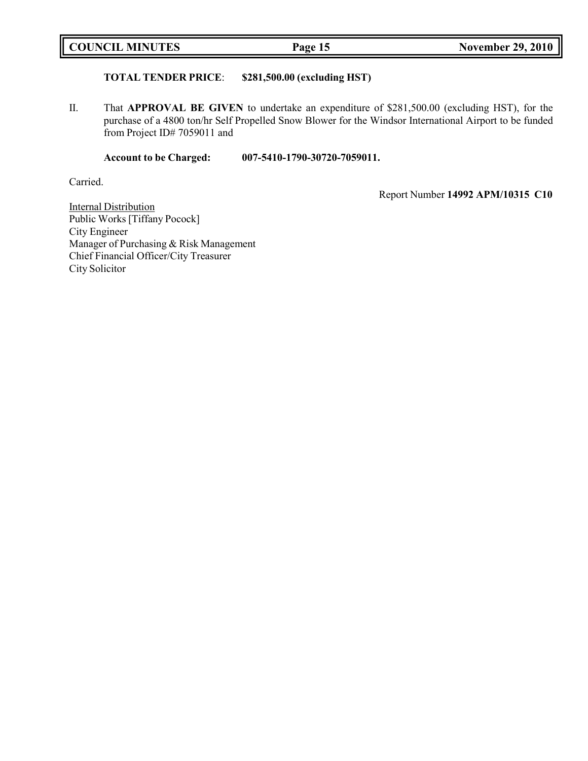**TOTAL TENDER PRICE**: **$281,500.00 (excluding HST)**

II. That **APPROVAL BE GIVEN** to undertake an expenditure of $281,500.00 (excluding HST), for the purchase of a 4800 ton/hr Self Propelled Snow Blower for the Windsor International Airport to be funded from Project ID# 7059011 and

**Account to be Charged:** **007-5410-1790-30720-7059011.**

Carried.

Report Number **14992 APM/10315 C10**

Internal Distribution
Public Works [Tiffany Pocock]
City Engineer
Manager of Purchasing & Risk Management
Chief Financial Officer/City Treasurer
City Solicitor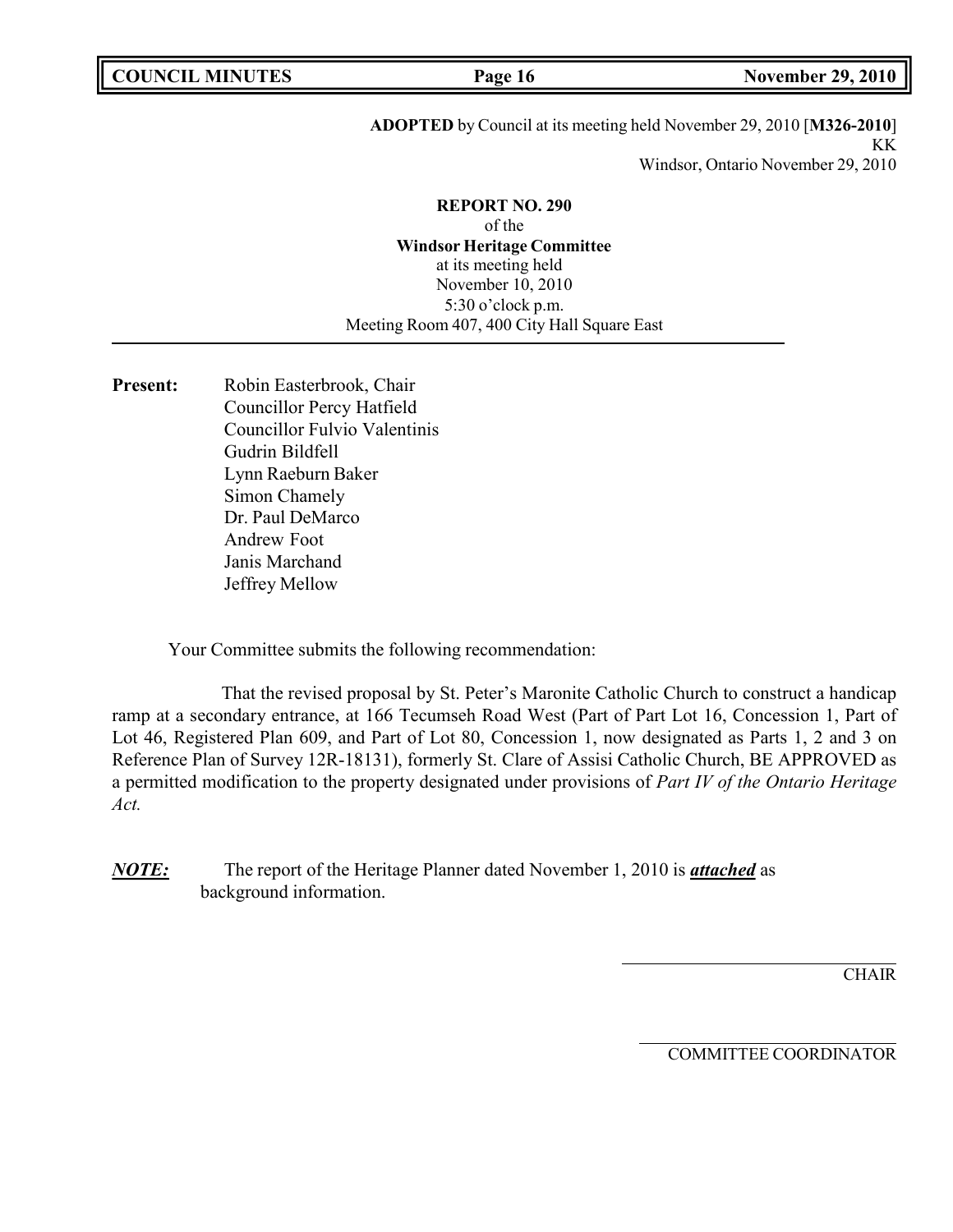**ADOPTED** by Council at its meeting held November 29, 2010 [**M326-2010**]
KK
Windsor, Ontario November 29, 2010

**REPORT NO. 290**
of the
**Windsor Heritage Committee**
at its meeting held
November 10, 2010
5:30 o'clock p.m.
Meeting Room 407, 400 City Hall Square East

**Present:** Robin Easterbrook, Chair
Councillor Percy Hatfield
Councillor Fulvio Valentinis
Gudrin Bildfell
Lynn Raeburn Baker
Simon Chamely
Dr. Paul DeMarco
Andrew Foot
Janis Marchand
Jeffrey Mellow

Your Committee submits the following recommendation:

That the revised proposal by St. Peter's Maronite Catholic Church to construct a handicap ramp at a secondary entrance, at 166 Tecumseh Road West (Part of Part Lot 16, Concession 1, Part of Lot 46, Registered Plan 609, and Part of Lot 80, Concession 1, now designated as Parts 1, 2 and 3 on Reference Plan of Survey 12R-18131), formerly St. Clare of Assisi Catholic Church, BE APPROVED as a permitted modification to the property designated under provisions of *Part IV of the Ontario Heritage Act.*

***NOTE:*** The report of the Heritage Planner dated November 1, 2010 is ***attached*** as background information.

CHAIR

COMMITTEE COORDINATOR